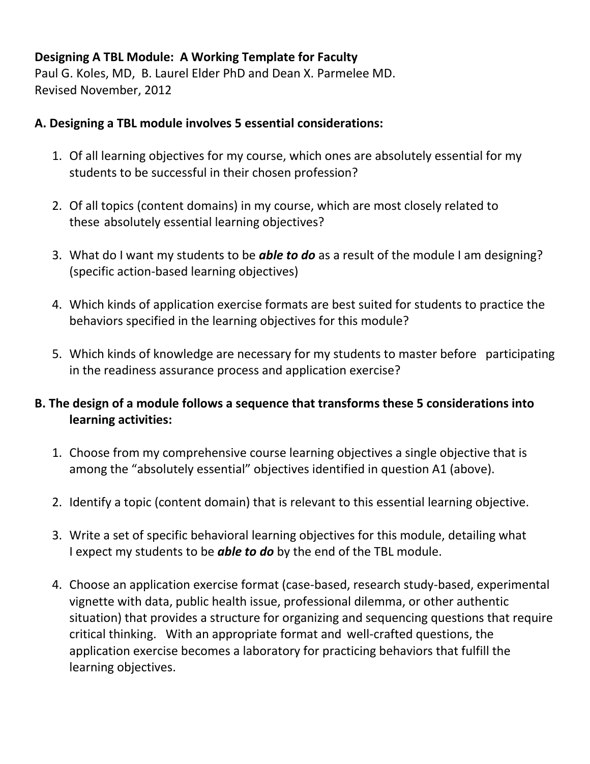**Designing A TBL Module: A Working Template for Faculty**

Paul G. Koles, MD, B. Laurel Elder PhD and Dean X. Parmelee MD.

Revised November, 2012

### A. Designing a TBL module involves 5 essential considerations:

1. Of all learning objectives for my course, which ones are absolutely essential for my students to be successful in their chosen profession?

2. Of all topics (content domains) in my course, which are most closely related to these absolutely essential learning objectives?

3. What do I want my students to be ***able to do*** as a result of the module I am designing? (specific action-based learning objectives)

4. Which kinds of application exercise formats are best suited for students to practice the behaviors specified in the learning objectives for this module?

5. Which kinds of knowledge are necessary for my students to master before participating in the readiness assurance process and application exercise?

### B. The design of a module follows a sequence that transforms these 5 considerations into learning activities:

1. Choose from my comprehensive course learning objectives a single objective that is among the "absolutely essential" objectives identified in question A1 (above).

2. Identify a topic (content domain) that is relevant to this essential learning objective.

3. Write a set of specific behavioral learning objectives for this module, detailing what I expect my students to be ***able to do*** by the end of the TBL module.

4. Choose an application exercise format (case-based, research study-based, experimental vignette with data, public health issue, professional dilemma, or other authentic situation) that provides a structure for organizing and sequencing questions that require critical thinking. With an appropriate format and well-crafted questions, the application exercise becomes a laboratory for practicing behaviors that fulfill the learning objectives.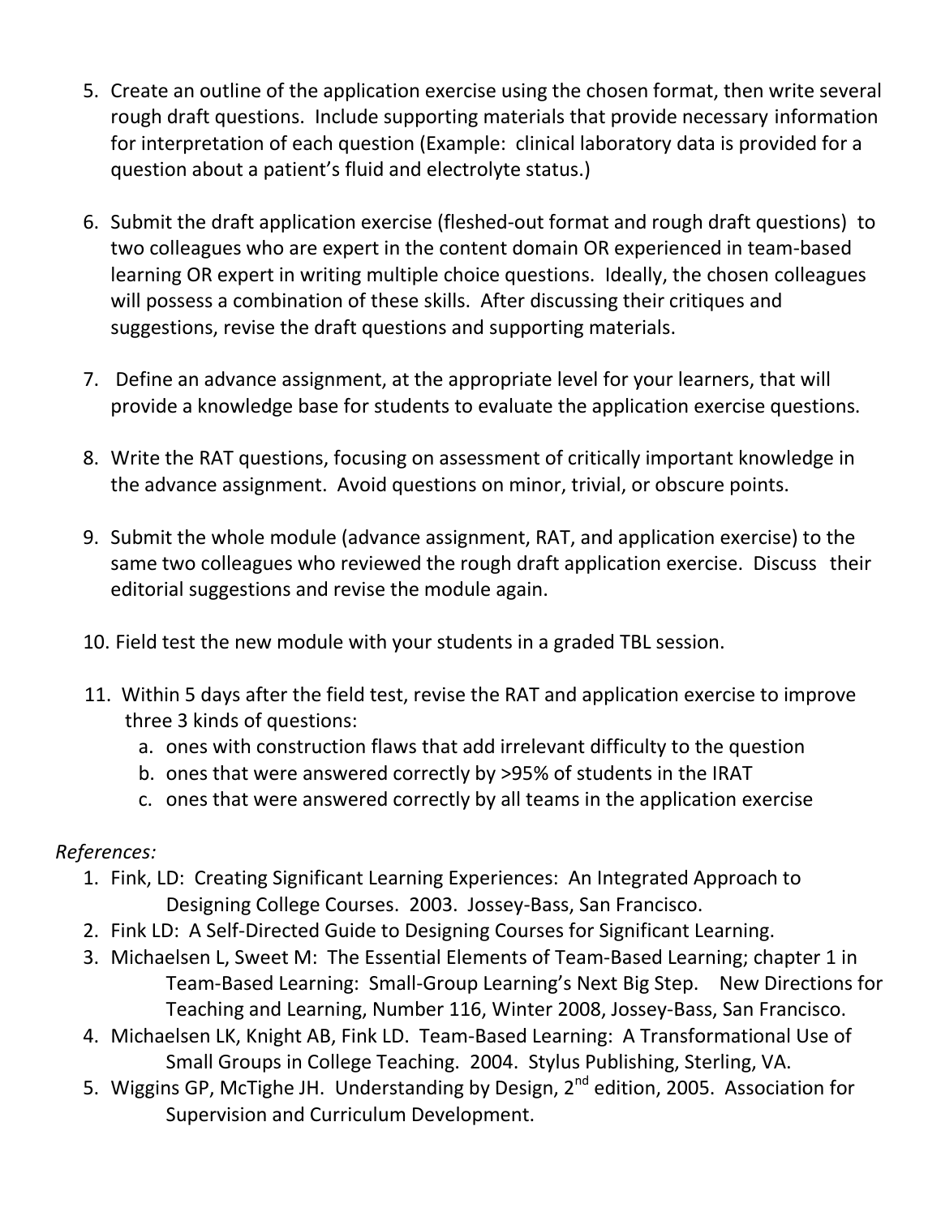5. Create an outline of the application exercise using the chosen format, then write several rough draft questions. Include supporting materials that provide necessary information for interpretation of each question (Example: clinical laboratory data is provided for a question about a patient's fluid and electrolyte status.)

6. Submit the draft application exercise (fleshed-out format and rough draft questions) to two colleagues who are expert in the content domain OR experienced in team-based learning OR expert in writing multiple choice questions. Ideally, the chosen colleagues will possess a combination of these skills. After discussing their critiques and suggestions, revise the draft questions and supporting materials.

7. Define an advance assignment, at the appropriate level for your learners, that will provide a knowledge base for students to evaluate the application exercise questions.

8. Write the RAT questions, focusing on assessment of critically important knowledge in the advance assignment. Avoid questions on minor, trivial, or obscure points.

9. Submit the whole module (advance assignment, RAT, and application exercise) to the same two colleagues who reviewed the rough draft application exercise. Discuss their editorial suggestions and revise the module again.

10. Field test the new module with your students in a graded TBL session.

11. Within 5 days after the field test, revise the RAT and application exercise to improve three 3 kinds of questions:
    a. ones with construction flaws that add irrelevant difficulty to the question
    b. ones that were answered correctly by >95% of students in the IRAT
    c. ones that were answered correctly by all teams in the application exercise

*References:*

1. Fink, LD: Creating Significant Learning Experiences: An Integrated Approach to Designing College Courses. 2003. Jossey-Bass, San Francisco.
2. Fink LD: A Self-Directed Guide to Designing Courses for Significant Learning.
3. Michaelsen L, Sweet M: The Essential Elements of Team-Based Learning; chapter 1 in Team-Based Learning: Small-Group Learning's Next Big Step. New Directions for Teaching and Learning, Number 116, Winter 2008, Jossey-Bass, San Francisco.
4. Michaelsen LK, Knight AB, Fink LD. Team-Based Learning: A Transformational Use of Small Groups in College Teaching. 2004. Stylus Publishing, Sterling, VA.
5. Wiggins GP, McTighe JH. Understanding by Design, 2nd edition, 2005. Association for Supervision and Curriculum Development.